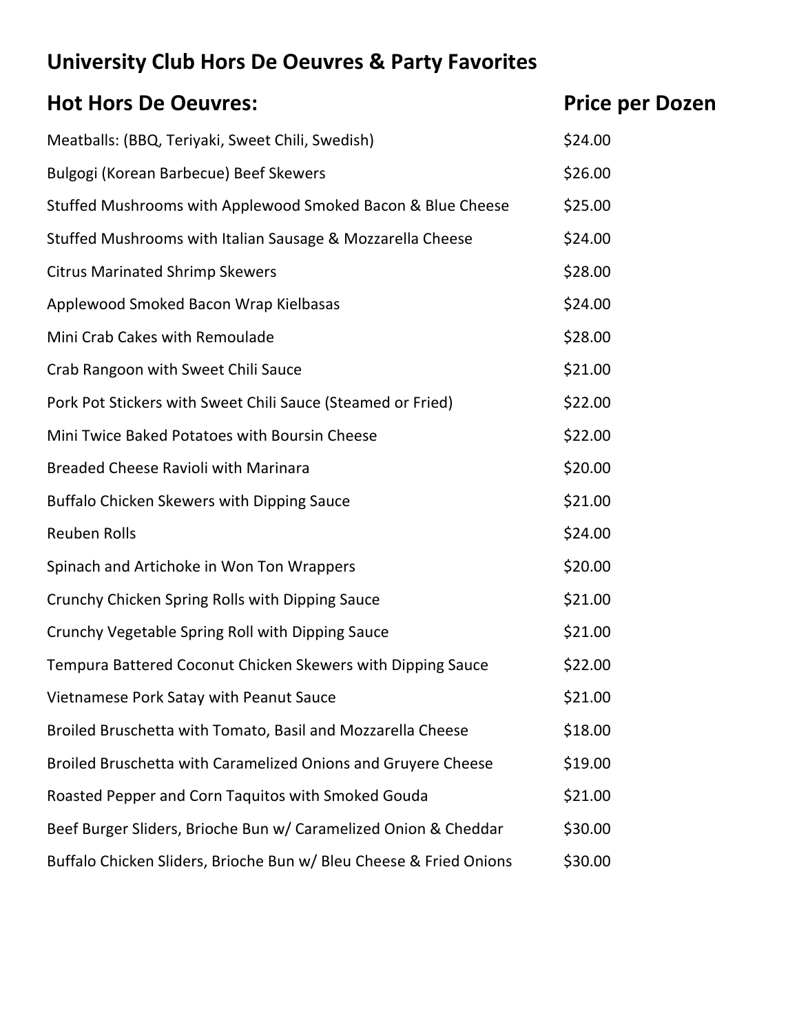# University Club Hors De Oeuvres & Party Favorites

| Hot Hors De Oeuvres: | Price per Dozen |
|---|---|
| Meatballs: (BBQ, Teriyaki, Sweet Chili, Swedish) | $24.00 |
| Bulgogi (Korean Barbecue) Beef Skewers | $26.00 |
| Stuffed Mushrooms with Applewood Smoked Bacon & Blue Cheese | $25.00 |
| Stuffed Mushrooms with Italian Sausage & Mozzarella Cheese | $24.00 |
| Citrus Marinated Shrimp Skewers | $28.00 |
| Applewood Smoked Bacon Wrap Kielbasas | $24.00 |
| Mini Crab Cakes with Remoulade | $28.00 |
| Crab Rangoon with Sweet Chili Sauce | $21.00 |
| Pork Pot Stickers with Sweet Chili Sauce (Steamed or Fried) | $22.00 |
| Mini Twice Baked Potatoes with Boursin Cheese | $22.00 |
| Breaded Cheese Ravioli with Marinara | $20.00 |
| Buffalo Chicken Skewers with Dipping Sauce | $21.00 |
| Reuben Rolls | $24.00 |
| Spinach and Artichoke in Won Ton Wrappers | $20.00 |
| Crunchy Chicken Spring Rolls with Dipping Sauce | $21.00 |
| Crunchy Vegetable Spring Roll with Dipping Sauce | $21.00 |
| Tempura Battered Coconut Chicken Skewers with Dipping Sauce | $22.00 |
| Vietnamese Pork Satay with Peanut Sauce | $21.00 |
| Broiled Bruschetta with Tomato, Basil and Mozzarella Cheese | $18.00 |
| Broiled Bruschetta with Caramelized Onions and Gruyere Cheese | $19.00 |
| Roasted Pepper and Corn Taquitos with Smoked Gouda | $21.00 |
| Beef Burger Sliders, Brioche Bun w/ Caramelized Onion & Cheddar | $30.00 |
| Buffalo Chicken Sliders, Brioche Bun w/ Bleu Cheese & Fried Onions | $30.00 |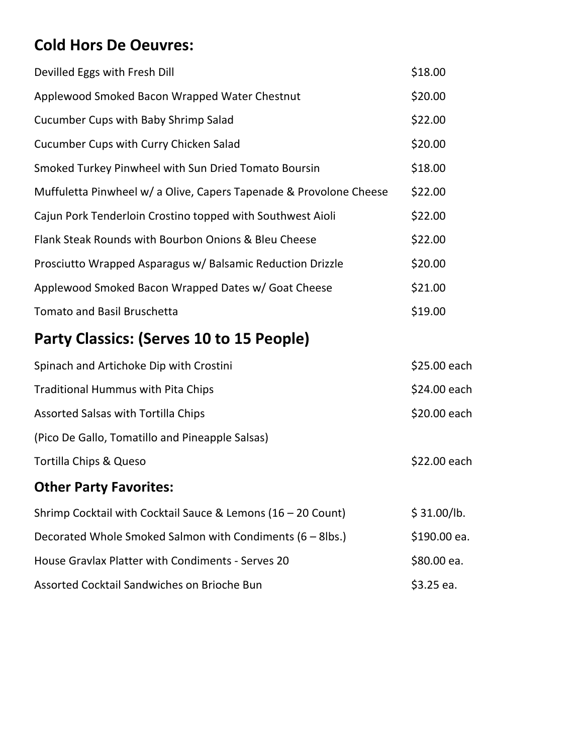## Cold Hors De Oeuvres:

| | |
|---|---|
| Devilled Eggs with Fresh Dill | $18.00 |
| Applewood Smoked Bacon Wrapped Water Chestnut | $20.00 |
| Cucumber Cups with Baby Shrimp Salad | $22.00 |
| Cucumber Cups with Curry Chicken Salad | $20.00 |
| Smoked Turkey Pinwheel with Sun Dried Tomato Boursin | $18.00 |
| Muffuletta Pinwheel w/ a Olive, Capers Tapenade & Provolone Cheese | $22.00 |
| Cajun Pork Tenderloin Crostino topped with Southwest Aioli | $22.00 |
| Flank Steak Rounds with Bourbon Onions & Bleu Cheese | $22.00 |
| Prosciutto Wrapped Asparagus w/ Balsamic Reduction Drizzle | $20.00 |
| Applewood Smoked Bacon Wrapped Dates w/ Goat Cheese | $21.00 |
| Tomato and Basil Bruschetta | $19.00 |

## Party Classics: (Serves 10 to 15 People)

| | |
|---|---|
| Spinach and Artichoke Dip with Crostini | $25.00 each |
| Traditional Hummus with Pita Chips | $24.00 each |
| Assorted Salsas with Tortilla Chips | $20.00 each |
| (Pico De Gallo, Tomatillo and Pineapple Salsas) | |
| Tortilla Chips & Queso | $22.00 each |

### Other Party Favorites:

| | |
|---|---|
| Shrimp Cocktail with Cocktail Sauce & Lemons (16 – 20 Count) | $ 31.00/lb. |
| Decorated Whole Smoked Salmon with Condiments (6 – 8lbs.) | $190.00 ea. |
| House Gravlax Platter with Condiments - Serves 20 | $80.00 ea. |
| Assorted Cocktail Sandwiches on Brioche Bun | $3.25 ea. |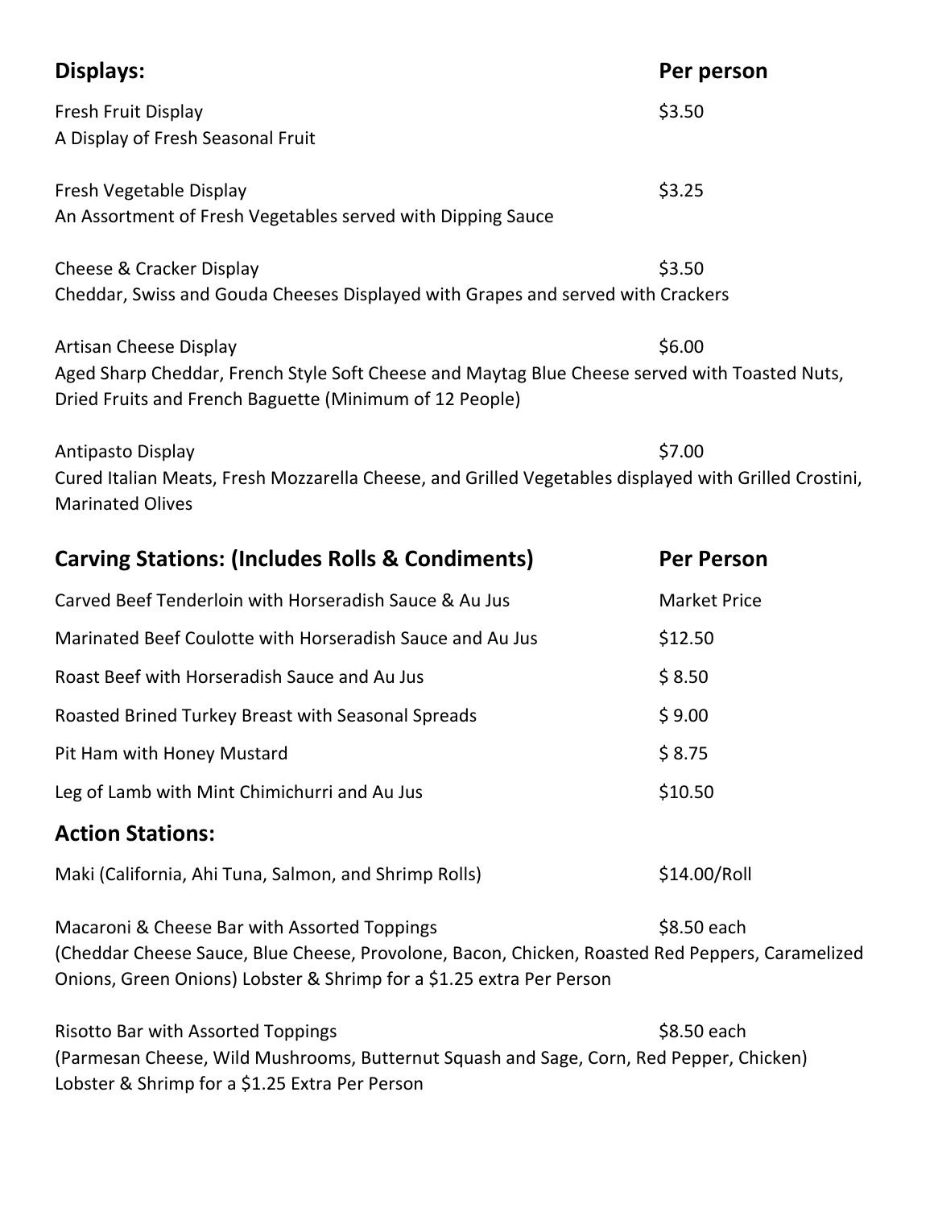## Displays: Per person

Fresh Fruit Display $3.50
A Display of Fresh Seasonal Fruit

Fresh Vegetable Display $3.25
An Assortment of Fresh Vegetables served with Dipping Sauce

Cheese & Cracker Display $3.50
Cheddar, Swiss and Gouda Cheeses Displayed with Grapes and served with Crackers

Artisan Cheese Display $6.00
Aged Sharp Cheddar, French Style Soft Cheese and Maytag Blue Cheese served with Toasted Nuts, Dried Fruits and French Baguette (Minimum of 12 People)

Antipasto Display $7.00
Cured Italian Meats, Fresh Mozzarella Cheese, and Grilled Vegetables displayed with Grilled Crostini, Marinated Olives

## Carving Stations: (Includes Rolls & Condiments) Per Person

Carved Beef Tenderloin with Horseradish Sauce & Au Jus Market Price

Marinated Beef Coulotte with Horseradish Sauce and Au Jus $12.50

Roast Beef with Horseradish Sauce and Au Jus $ 8.50

Roasted Brined Turkey Breast with Seasonal Spreads $ 9.00

Pit Ham with Honey Mustard $ 8.75

Leg of Lamb with Mint Chimichurri and Au Jus $10.50

## Action Stations:

Maki (California, Ahi Tuna, Salmon, and Shrimp Rolls) $14.00/Roll

Macaroni & Cheese Bar with Assorted Toppings $8.50 each
(Cheddar Cheese Sauce, Blue Cheese, Provolone, Bacon, Chicken, Roasted Red Peppers, Caramelized Onions, Green Onions) Lobster & Shrimp for a $1.25 extra Per Person

Risotto Bar with Assorted Toppings $8.50 each
(Parmesan Cheese, Wild Mushrooms, Butternut Squash and Sage, Corn, Red Pepper, Chicken) Lobster & Shrimp for a $1.25 Extra Per Person